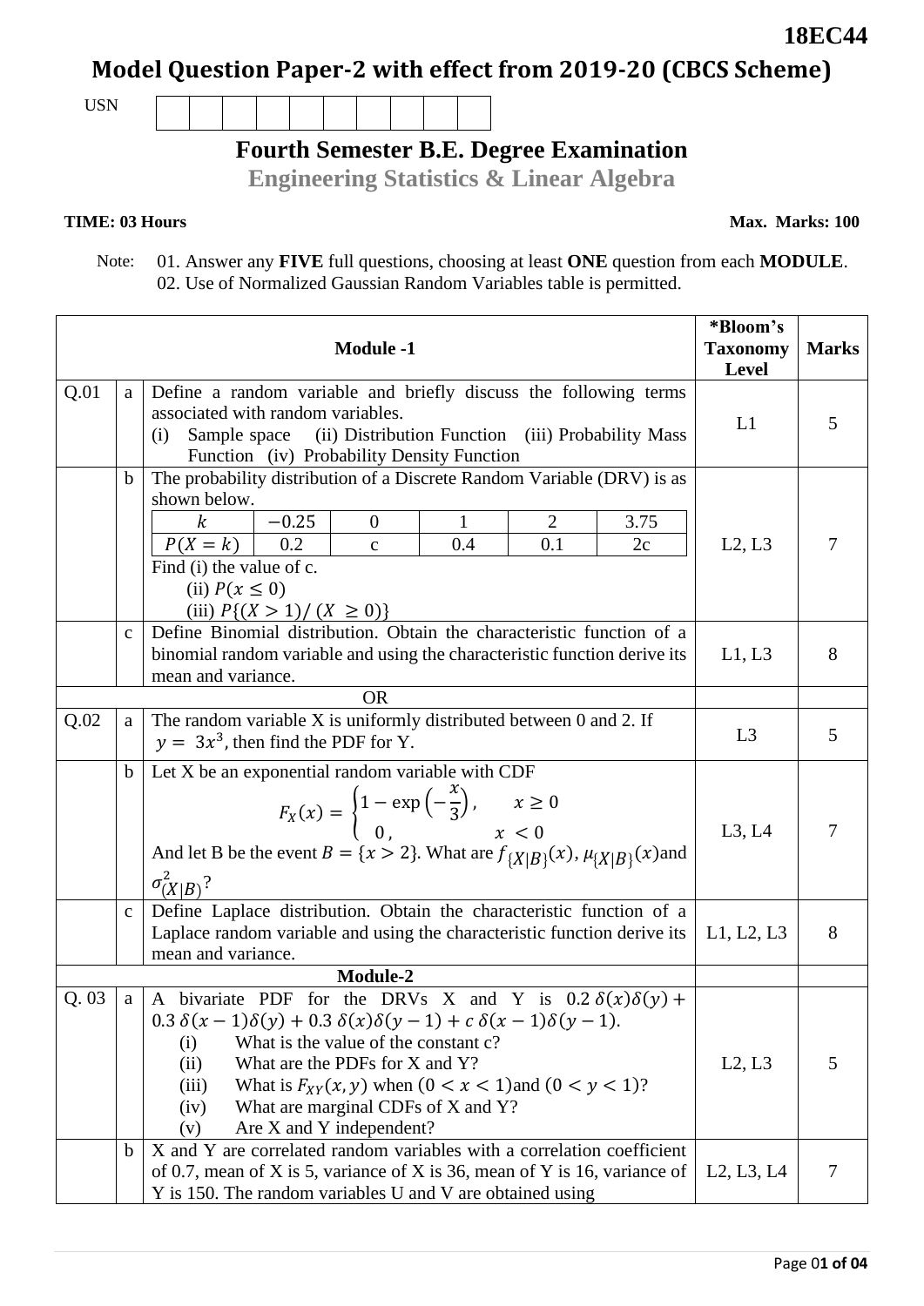**18EC44**

# Model Question Paper-2 with effect from 2019-20 (CBCS Scheme)

USN | | | | | | | | | | |

## Fourth Semester B.E. Degree Examination

### Engineering Statistics & Linear Algebra

**TIME: 03 Hours** **Max. Marks: 100**

Note: 01. Answer any **FIVE** full questions, choosing at least **ONE** question from each **MODULE**.
02. Use of Normalized Gaussian Random Variables table is permitted.

| | | **Module -1** | ***Bloom's Taxonomy Level** | **Marks** |
|---|---|---|---|---|
| Q.01 | a | Define a random variable and briefly discuss the following terms associated with random variables. (i) Sample space (ii) Distribution Function (iii) Probability Mass Function (iv) Probability Density Function | L1 | 5 |
| | b | The probability distribution of a Discrete Random Variable (DRV) is as shown below. <br> $k$: $-0.25$, $0$, $1$, $2$, $3.75$ <br> $P(X=k)$: $0.2$, c, $0.4$, $0.1$, 2c <br> Find (i) the value of c. <br> (ii) $P(x \leq 0)$ <br> (iii) $P\{(X > 1)/(X \geq 0)\}$ | L2, L3 | 7 |
| | c | Define Binomial distribution. Obtain the characteristic function of a binomial random variable and using the characteristic function derive its mean and variance. | L1, L3 | 8 |
| | | OR | | |
| Q.02 | a | The random variable X is uniformly distributed between 0 and 2. If $y = 3x^3$, then find the PDF for Y. | L3 | 5 |
| | b | Let X be an exponential random variable with CDF $F_X(x) = \begin{cases} 1 - \exp\left(-\frac{x}{3}\right), & x \geq 0 \\ 0, & x < 0 \end{cases}$ And let B be the event $B = \{x > 2\}$. What are $f_{\{X\|B\}}(x)$, $\mu_{\{X\|B\}}(x)$ and $\sigma^2_{(X\|B)}$? | L3, L4 | 7 |
| | c | Define Laplace distribution. Obtain the characteristic function of a Laplace random variable and using the characteristic function derive its mean and variance. | L1, L2, L3 | 8 |
| | | **Module-2** | | |
| Q. 03 | a | A bivariate PDF for the DRVs X and Y is $0.2\,\delta(x)\delta(y) + 0.3\,\delta(x-1)\delta(y) + 0.3\,\delta(x)\delta(y-1) + c\,\delta(x-1)\delta(y-1)$. <br> (i) What is the value of the constant c? <br> (ii) What are the PDFs for X and Y? <br> (iii) What is $F_{XY}(x,y)$ when $(0 < x < 1)$ and $(0 < y < 1)$? <br> (iv) What are marginal CDFs of X and Y? <br> (v) Are X and Y independent? | L2, L3 | 5 |
| | b | X and Y are correlated random variables with a correlation coefficient of 0.7, mean of X is 5, variance of X is 36, mean of Y is 16, variance of Y is 150. The random variables U and V are obtained using | L2, L3, L4 | 7 |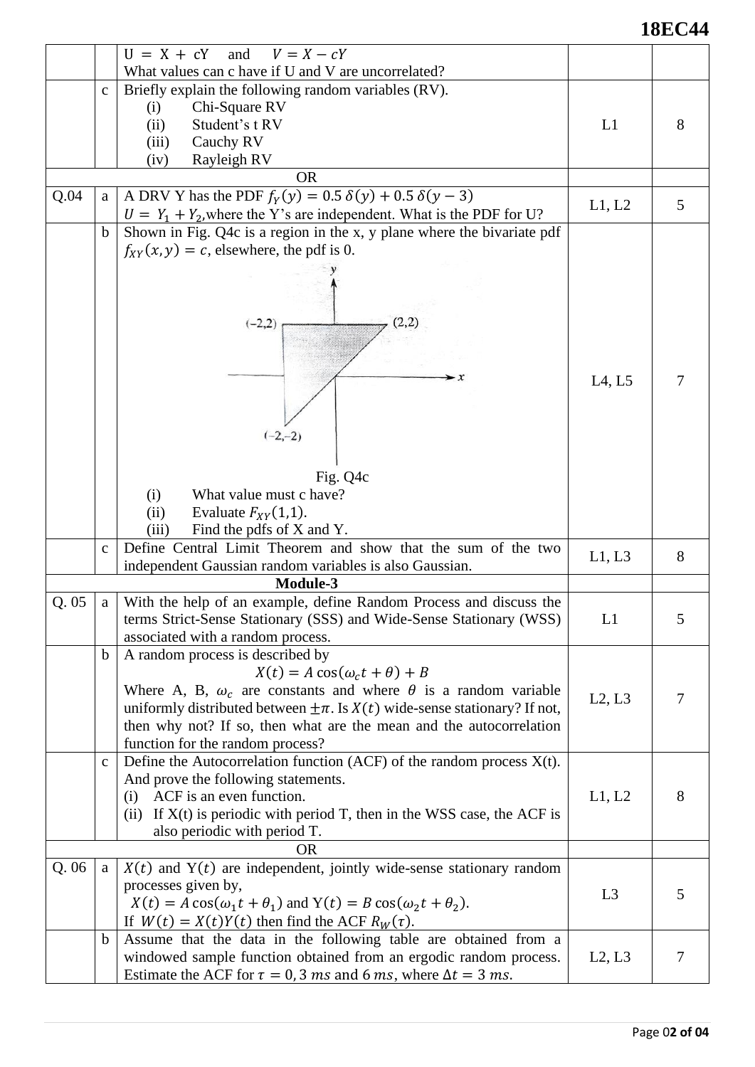| | | | | |
|---|---|---|---|---|
| | | $U = X + cY$ and $V = X - cY$<br>What values can c have if U and V are uncorrelated? | | |
| | c | Briefly explain the following random variables (RV).<br>(i) Chi-Square RV<br>(ii) Student's t RV<br>(iii) Cauchy RV<br>(iv) Rayleigh RV | L1 | 8 |
| | | OR | | |
| Q.04 | a | A DRV Y has the PDF $f_Y(y) = 0.5\,\delta(y) + 0.5\,\delta(y-3)$<br>$U = Y_1 + Y_2$, where the Y's are independent. What is the PDF for U? | L1, L2 | 5 |
| | b | Shown in Fig. Q4c is a region in the x, y plane where the bivariate pdf $f_{XY}(x,y) = c$, elsewhere, the pdf is 0.<br>Fig. Q4c (triangular region with vertices (−2,2), (2,2), (−2,−2))<br>(i) What value must c have?<br>(ii) Evaluate $F_{XY}(1,1)$.<br>(iii) Find the pdfs of X and Y. | L4, L5 | 7 |
| | c | Define Central Limit Theorem and show that the sum of the two independent Gaussian random variables is also Gaussian. | L1, L3 | 8 |
| | | **Module-3** | | |
| Q. 05 | a | With the help of an example, define Random Process and discuss the terms Strict-Sense Stationary (SSS) and Wide-Sense Stationary (WSS) associated with a random process. | L1 | 5 |
| | b | A random process is described by<br>$X(t) = A\cos(\omega_c t + \theta) + B$<br>Where A, B, $\omega_c$ are constants and where $\theta$ is a random variable uniformly distributed between $\pm\pi$. Is $X(t)$ wide-sense stationary? If not, then why not? If so, then what are the mean and the autocorrelation function for the random process? | L2, L3 | 7 |
| | c | Define the Autocorrelation function (ACF) of the random process X(t). And prove the following statements.<br>(i) ACF is an even function.<br>(ii) If X(t) is periodic with period T, then in the WSS case, the ACF is also periodic with period T. | L1, L2 | 8 |
| | | OR | | |
| Q. 06 | a | $X(t)$ and $Y(t)$ are independent, jointly wide-sense stationary random processes given by,<br>$X(t) = A\cos(\omega_1 t + \theta_1)$ and $Y(t) = B\cos(\omega_2 t + \theta_2)$.<br>If $W(t) = X(t)Y(t)$ then find the ACF $R_W(\tau)$. | L3 | 5 |
| | b | Assume that the data in the following table are obtained from a windowed sample function obtained from an ergodic random process. Estimate the ACF for $\tau = 0, 3\ ms$ and $6\ ms$, where $\Delta t = 3\ ms$. | L2, L3 | 7 |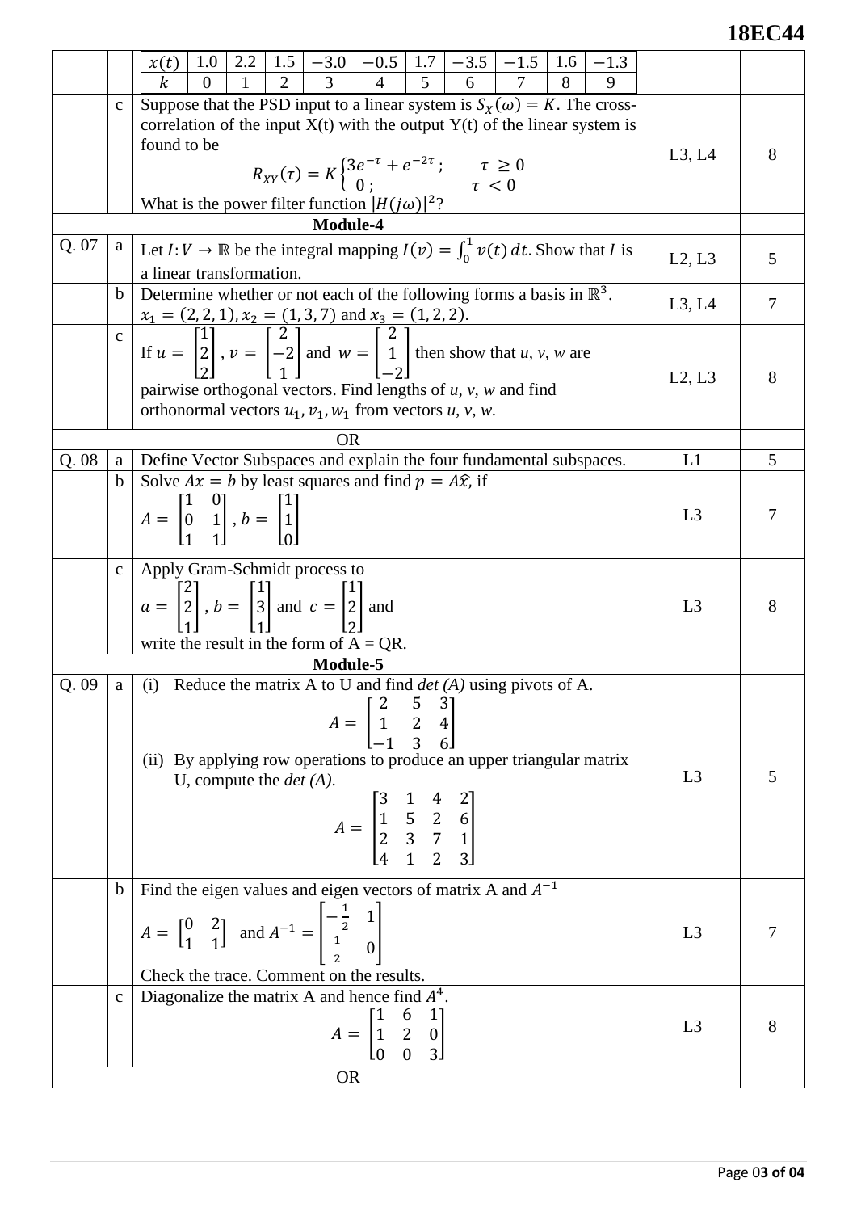| | | | | |
|---|---|---|---|---|
| | | $x(t)$: 1.0, 2.2, 1.5, −3.0, −0.5, 1.7, −3.5, −1.5, 1.6, −1.3<br>$k$: 0, 1, 2, 3, 4, 5, 6, 7, 8, 9 | | |
| | c | Suppose that the PSD input to a linear system is $S_X(\omega) = K$. The cross-correlation of the input X(t) with the output Y(t) of the linear system is found to be $$R_{XY}(\tau) = K \begin{cases} 3e^{-\tau} + e^{-2\tau}; & \tau \geq 0 \\ 0; & \tau < 0 \end{cases}$$ What is the power filter function $\lvert H(j\omega)\rvert^2$? | L3, L4 | 8 |
| | | **Module-4** | | |
| Q. 07 | a | Let $I: V \to \mathbb{R}$ be the integral mapping $I(v) = \int_0^1 v(t)\,dt$. Show that $I$ is a linear transformation. | L2, L3 | 5 |
| | b | Determine whether or not each of the following forms a basis in $\mathbb{R}^3$. $x_1 = (2, 2, 1), x_2 = (1, 3, 7)$ and $x_3 = (1, 2, 2)$. | L3, L4 | 7 |
| | c | If $u = \begin{bmatrix} 1 \\ 2 \\ 2 \end{bmatrix}, v = \begin{bmatrix} 2 \\ -2 \\ 1 \end{bmatrix}$ and $w = \begin{bmatrix} 2 \\ 1 \\ -2 \end{bmatrix}$ then show that *u, v, w* are pairwise orthogonal vectors. Find lengths of *u, v, w* and find orthonormal vectors $u_1, v_1, w_1$ from vectors *u, v, w*. | L2, L3 | 8 |
| | | OR | | |
| Q. 08 | a | Define Vector Subspaces and explain the four fundamental subspaces. | L1 | 5 |
| | b | Solve $Ax = b$ by least squares and find $p = A\hat{x}$, if $A = \begin{bmatrix} 1 & 0 \\ 0 & 1 \\ 1 & 1 \end{bmatrix}, b = \begin{bmatrix} 1 \\ 1 \\ 0 \end{bmatrix}$ | L3 | 7 |
| | c | Apply Gram-Schmidt process to $a = \begin{bmatrix} 2 \\ 2 \\ 1 \end{bmatrix}, b = \begin{bmatrix} 1 \\ 3 \\ 1 \end{bmatrix}$ and $c = \begin{bmatrix} 1 \\ 2 \\ 2 \end{bmatrix}$ and write the result in the form of A = QR. | L3 | 8 |
| | | **Module-5** | | |
| Q. 09 | a | (i) Reduce the matrix A to U and find *det (A)* using pivots of A. $$A = \begin{bmatrix} 2 & 5 & 3 \\ 1 & 2 & 4 \\ -1 & 3 & 6 \end{bmatrix}$$ (ii) By applying row operations to produce an upper triangular matrix U, compute the *det (A)*. $$A = \begin{bmatrix} 3 & 1 & 4 & 2 \\ 1 & 5 & 2 & 6 \\ 2 & 3 & 7 & 1 \\ 4 & 1 & 2 & 3 \end{bmatrix}$$ | L3 | 5 |
| | b | Find the eigen values and eigen vectors of matrix A and $A^{-1}$ $A = \begin{bmatrix} 0 & 2 \\ 1 & 1 \end{bmatrix}$ and $A^{-1} = \begin{bmatrix} -\frac{1}{2} & 1 \\ \frac{1}{2} & 0 \end{bmatrix}$ Check the trace. Comment on the results. | L3 | 7 |
| | c | Diagonalize the matrix A and hence find $A^4$. $$A = \begin{bmatrix} 1 & 6 & 1 \\ 1 & 2 & 0 \\ 0 & 0 & 3 \end{bmatrix}$$ | L3 | 8 |
| | | OR | | |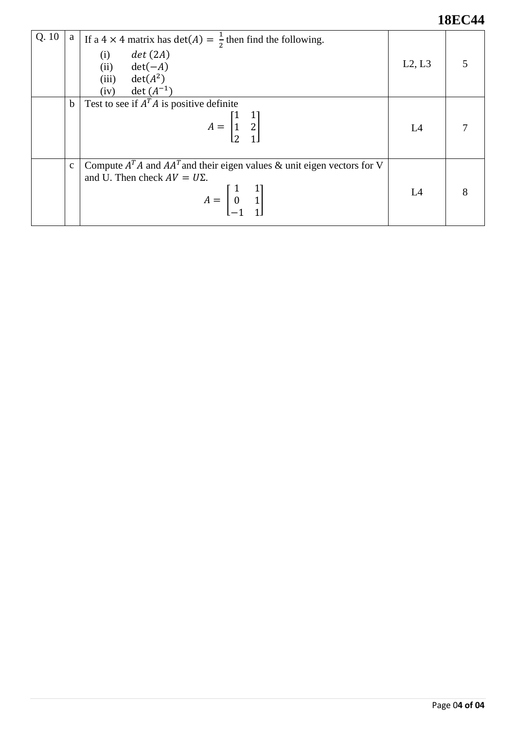| | | | | |
|---|---|---|---|---|
| Q. 10 | a | If a $4 \times 4$ matrix has $\det(A) = \frac{1}{2}$ then find the following.<br>(i) $det\,(2A)$<br>(ii) $\det(-A)$<br>(iii) $\det(A^2)$<br>(iv) $\det\,(A^{-1})$ | L2, L3 | 5 |
| | b | Test to see if $A^T A$ is positive definite<br>$$A = \begin{bmatrix} 1 & 1 \\ 1 & 2 \\ 2 & 1 \end{bmatrix}$$ | L4 | 7 |
| | c | Compute $A^T A$ and $AA^T$ and their eigen values & unit eigen vectors for V and U. Then check $AV = U\Sigma$.<br>$$A = \begin{bmatrix} 1 & 1 \\ 0 & 1 \\ -1 & 1 \end{bmatrix}$$ | L4 | 8 |